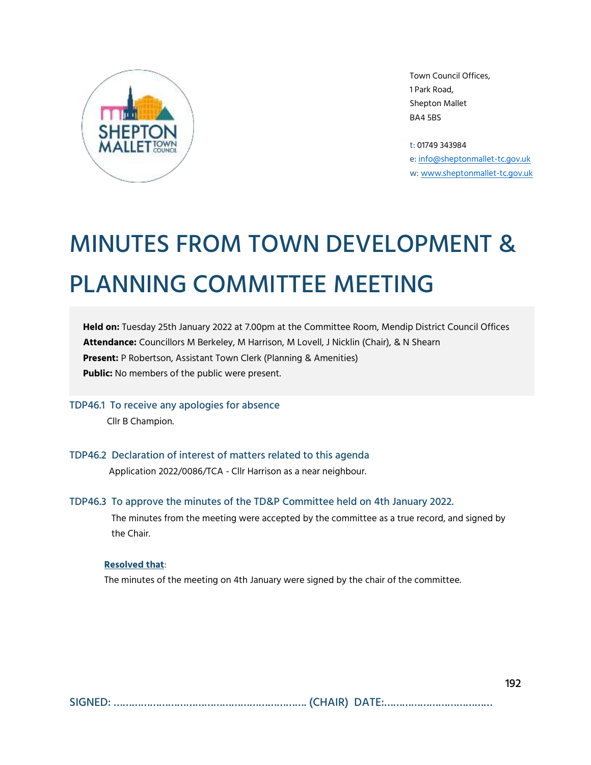Town Council Offices,
1 Park Road,
Shepton Mallet
BA4 5BS

t: 01749 343984
e: info@sheptonmallet-tc.gov.uk
w: www.sheptonmallet-tc.gov.uk

# MINUTES FROM TOWN DEVELOPMENT & PLANNING COMMITTEE MEETING

**Held on:** Tuesday 25th January 2022 at 7.00pm at the Committee Room, Mendip District Council Offices
**Attendance:** Councillors M Berkeley, M Harrison, M Lovell, J Nicklin (Chair), & N Shearn
**Present:** P Robertson, Assistant Town Clerk (Planning & Amenities)
**Public:** No members of the public were present.

### TDP46.1 To receive any apologies for absence

Cllr B Champion.

### TDP46.2 Declaration of interest of matters related to this agenda

Application 2022/0086/TCA - Cllr Harrison as a near neighbour.

### TDP46.3 To approve the minutes of the TD&P Committee held on 4th January 2022.

The minutes from the meeting were accepted by the committee as a true record, and signed by the Chair.

**Resolved that**:

The minutes of the meeting on 4th January were signed by the chair of the committee.

SIGNED: ……………………………………………………… (CHAIR) DATE:…………………………….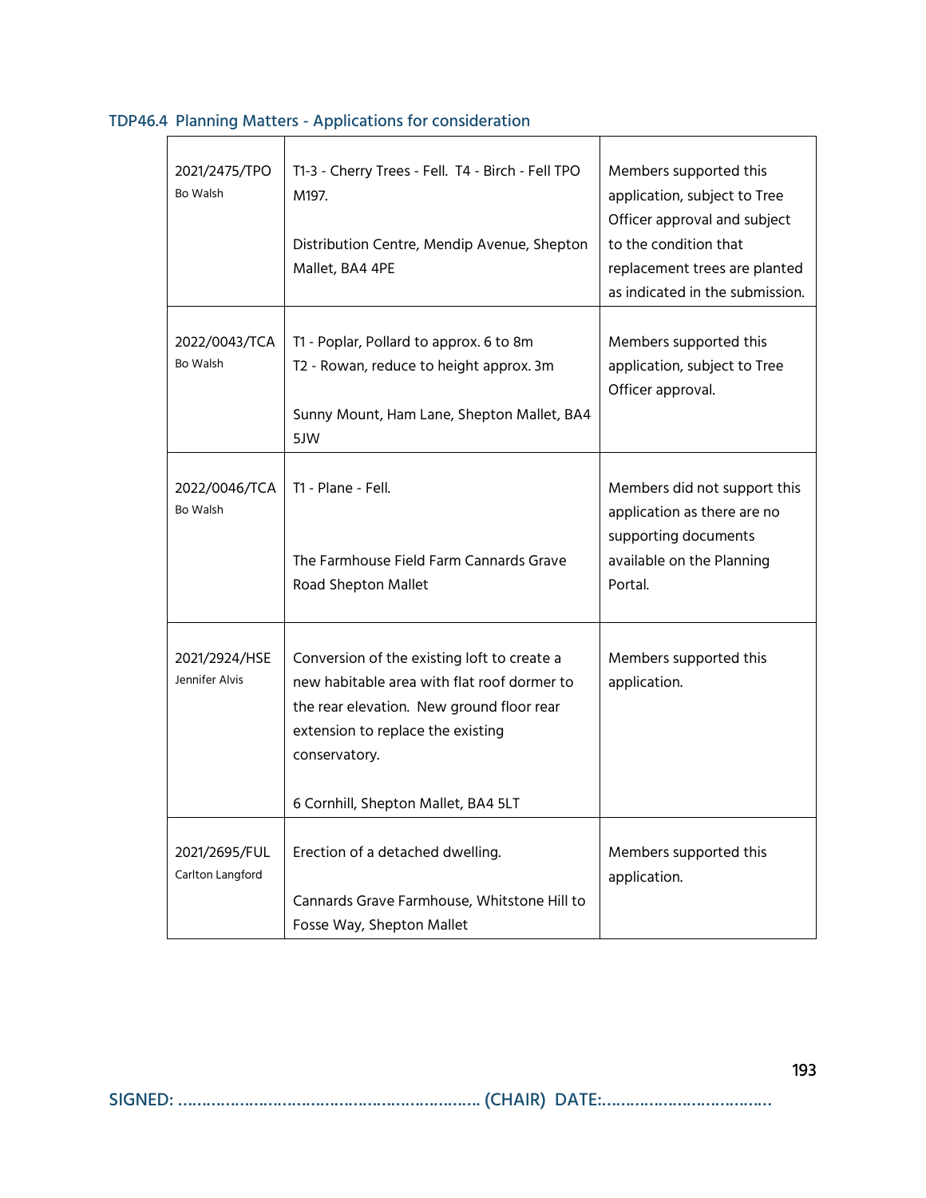### TDP46.4 Planning Matters - Applications for consideration

| | | |
|---|---|---|
| 2021/2475/TPO<br>Bo Walsh | T1-3 - Cherry Trees - Fell. T4 - Birch - Fell TPO M197.<br><br>Distribution Centre, Mendip Avenue, Shepton Mallet, BA4 4PE | Members supported this application, subject to Tree Officer approval and subject to the condition that replacement trees are planted as indicated in the submission. |
| 2022/0043/TCA<br>Bo Walsh | T1 - Poplar, Pollard to approx. 6 to 8m<br>T2 - Rowan, reduce to height approx. 3m<br><br>Sunny Mount, Ham Lane, Shepton Mallet, BA4 5JW | Members supported this application, subject to Tree Officer approval. |
| 2022/0046/TCA<br>Bo Walsh | T1 - Plane - Fell.<br><br>The Farmhouse Field Farm Cannards Grave Road Shepton Mallet | Members did not support this application as there are no supporting documents available on the Planning Portal. |
| 2021/2924/HSE<br>Jennifer Alvis | Conversion of the existing loft to create a new habitable area with flat roof dormer to the rear elevation. New ground floor rear extension to replace the existing conservatory.<br><br>6 Cornhill, Shepton Mallet, BA4 5LT | Members supported this application. |
| 2021/2695/FUL<br>Carlton Langford | Erection of a detached dwelling.<br><br>Cannards Grave Farmhouse, Whitstone Hill to Fosse Way, Shepton Mallet | Members supported this application. |

SIGNED: ………………………………………………………. (CHAIR) DATE:…………………………….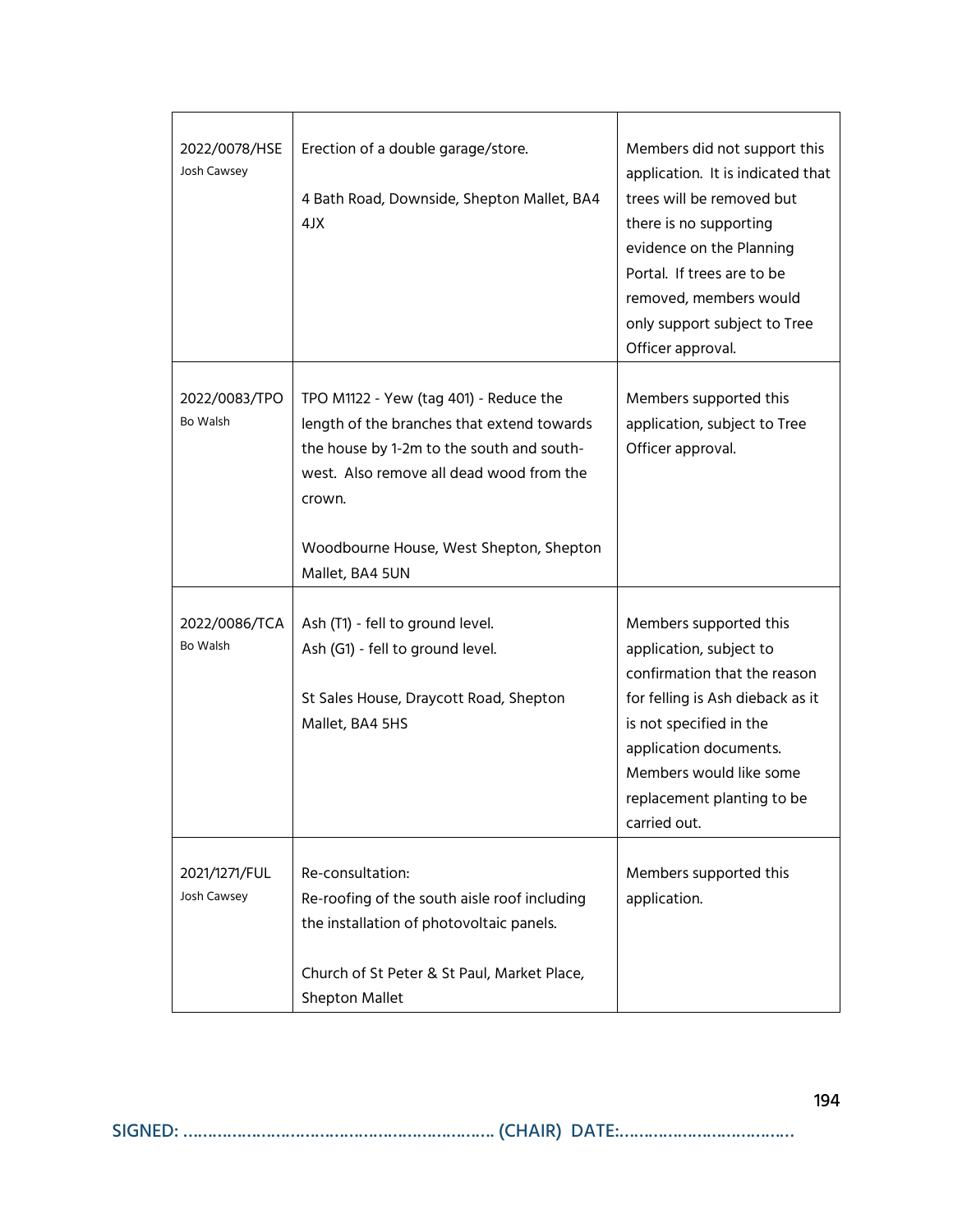| | | |
|---|---|---|
| 2022/0078/HSE<br>Josh Cawsey | Erection of a double garage/store.<br><br>4 Bath Road, Downside, Shepton Mallet, BA4 4JX | Members did not support this application. It is indicated that trees will be removed but there is no supporting evidence on the Planning Portal. If trees are to be removed, members would only support subject to Tree Officer approval. |
| 2022/0083/TPO<br>Bo Walsh | TPO M1122 - Yew (tag 401) - Reduce the length of the branches that extend towards the house by 1-2m to the south and south-west. Also remove all dead wood from the crown.<br><br>Woodbourne House, West Shepton, Shepton Mallet, BA4 5UN | Members supported this application, subject to Tree Officer approval. |
| 2022/0086/TCA<br>Bo Walsh | Ash (T1) - fell to ground level.<br>Ash (G1) - fell to ground level.<br><br>St Sales House, Draycott Road, Shepton Mallet, BA4 5HS | Members supported this application, subject to confirmation that the reason for felling is Ash dieback as it is not specified in the application documents. Members would like some replacement planting to be carried out. |
| 2021/1271/FUL<br>Josh Cawsey | Re-consultation:<br>Re-roofing of the south aisle roof including the installation of photovoltaic panels.<br><br>Church of St Peter & St Paul, Market Place, Shepton Mallet | Members supported this application. |

SIGNED: ………………………………………………………. (CHAIR) DATE:…………………………….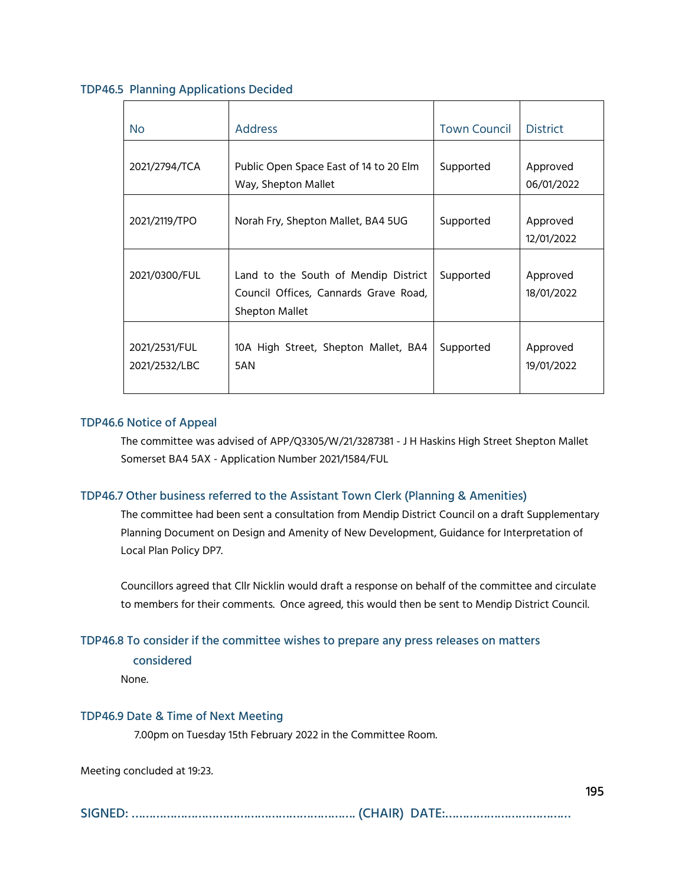### TDP46.5 Planning Applications Decided

| No | Address | Town Council | District |
|---|---|---|---|
| 2021/2794/TCA | Public Open Space East of 14 to 20 Elm Way, Shepton Mallet | Supported | Approved 06/01/2022 |
| 2021/2119/TPO | Norah Fry, Shepton Mallet, BA4 5UG | Supported | Approved 12/01/2022 |
| 2021/0300/FUL | Land to the South of Mendip District Council Offices, Cannards Grave Road, Shepton Mallet | Supported | Approved 18/01/2022 |
| 2021/2531/FUL 2021/2532/LBC | 10A High Street, Shepton Mallet, BA4 5AN | Supported | Approved 19/01/2022 |

### TDP46.6 Notice of Appeal

The committee was advised of APP/Q3305/W/21/3287381 - J H Haskins High Street Shepton Mallet Somerset BA4 5AX - Application Number 2021/1584/FUL

### TDP46.7 Other business referred to the Assistant Town Clerk (Planning & Amenities)

The committee had been sent a consultation from Mendip District Council on a draft Supplementary Planning Document on Design and Amenity of New Development, Guidance for Interpretation of Local Plan Policy DP7.

Councillors agreed that Cllr Nicklin would draft a response on behalf of the committee and circulate to members for their comments. Once agreed, this would then be sent to Mendip District Council.

### TDP46.8 To consider if the committee wishes to prepare any press releases on matters considered

None.

### TDP46.9 Date & Time of Next Meeting

7.00pm on Tuesday 15th February 2022 in the Committee Room.

Meeting concluded at 19:23.

SIGNED: ………………………………………………………. (CHAIR) DATE:…………………………….